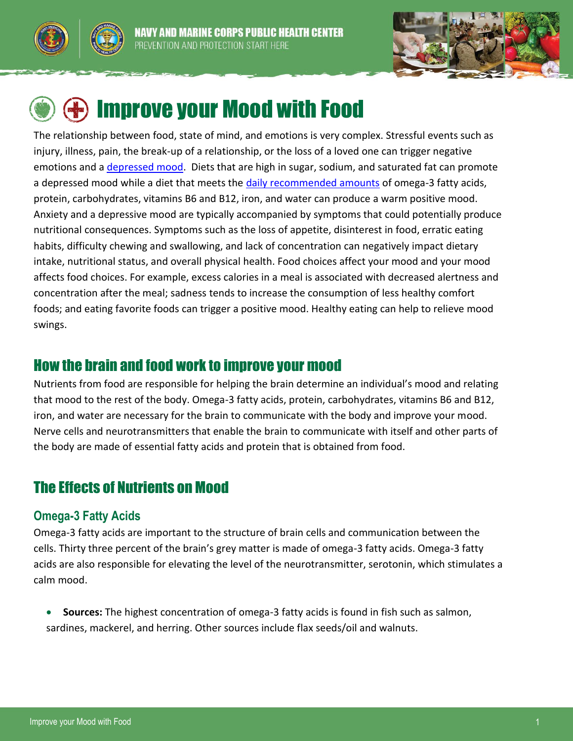NAVY AND MARINE CORPS PUBLIC HEALTH CENTER
PREVENTION AND PROTECTION START HERE

# Improve your Mood with Food

The relationship between food, state of mind, and emotions is very complex. Stressful events such as injury, illness, pain, the break-up of a relationship, or the loss of a loved one can trigger negative emotions and a depressed mood. Diets that are high in sugar, sodium, and saturated fat can promote a depressed mood while a diet that meets the daily recommended amounts of omega-3 fatty acids, protein, carbohydrates, vitamins B6 and B12, iron, and water can produce a warm positive mood. Anxiety and a depressive mood are typically accompanied by symptoms that could potentially produce nutritional consequences. Symptoms such as the loss of appetite, disinterest in food, erratic eating habits, difficulty chewing and swallowing, and lack of concentration can negatively impact dietary intake, nutritional status, and overall physical health. Food choices affect your mood and your mood affects food choices. For example, excess calories in a meal is associated with decreased alertness and concentration after the meal; sadness tends to increase the consumption of less healthy comfort foods; and eating favorite foods can trigger a positive mood. Healthy eating can help to relieve mood swings.

## How the brain and food work to improve your mood

Nutrients from food are responsible for helping the brain determine an individual's mood and relating that mood to the rest of the body. Omega-3 fatty acids, protein, carbohydrates, vitamins B6 and B12, iron, and water are necessary for the brain to communicate with the body and improve your mood. Nerve cells and neurotransmitters that enable the brain to communicate with itself and other parts of the body are made of essential fatty acids and protein that is obtained from food.

## The Effects of Nutrients on Mood

### Omega-3 Fatty Acids

Omega-3 fatty acids are important to the structure of brain cells and communication between the cells. Thirty three percent of the brain's grey matter is made of omega-3 fatty acids. Omega-3 fatty acids are also responsible for elevating the level of the neurotransmitter, serotonin, which stimulates a calm mood.

- **Sources:** The highest concentration of omega-3 fatty acids is found in fish such as salmon, sardines, mackerel, and herring. Other sources include flax seeds/oil and walnuts.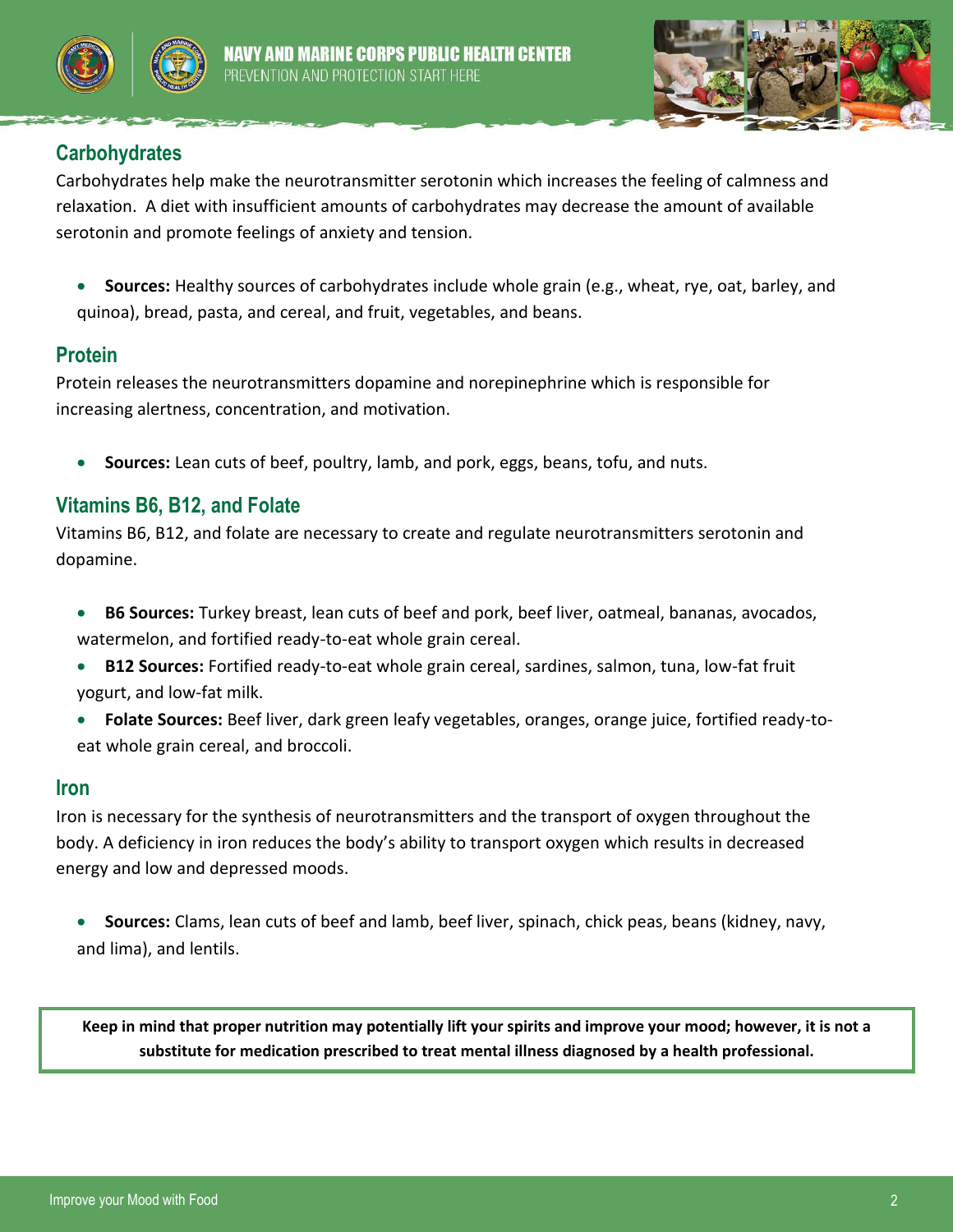## Carbohydrates

Carbohydrates help make the neurotransmitter serotonin which increases the feeling of calmness and relaxation. A diet with insufficient amounts of carbohydrates may decrease the amount of available serotonin and promote feelings of anxiety and tension.

- **Sources:** Healthy sources of carbohydrates include whole grain (e.g., wheat, rye, oat, barley, and quinoa), bread, pasta, and cereal, and fruit, vegetables, and beans.

## Protein

Protein releases the neurotransmitters dopamine and norepinephrine which is responsible for increasing alertness, concentration, and motivation.

- **Sources:** Lean cuts of beef, poultry, lamb, and pork, eggs, beans, tofu, and nuts.

## Vitamins B6, B12, and Folate

Vitamins B6, B12, and folate are necessary to create and regulate neurotransmitters serotonin and dopamine.

- **B6 Sources:** Turkey breast, lean cuts of beef and pork, beef liver, oatmeal, bananas, avocados, watermelon, and fortified ready-to-eat whole grain cereal.
- **B12 Sources:** Fortified ready-to-eat whole grain cereal, sardines, salmon, tuna, low-fat fruit yogurt, and low-fat milk.
- **Folate Sources:** Beef liver, dark green leafy vegetables, oranges, orange juice, fortified ready-to-eat whole grain cereal, and broccoli.

## Iron

Iron is necessary for the synthesis of neurotransmitters and the transport of oxygen throughout the body. A deficiency in iron reduces the body's ability to transport oxygen which results in decreased energy and low and depressed moods.

- **Sources:** Clams, lean cuts of beef and lamb, beef liver, spinach, chick peas, beans (kidney, navy, and lima), and lentils.

**Keep in mind that proper nutrition may potentially lift your spirits and improve your mood; however, it is not a substitute for medication prescribed to treat mental illness diagnosed by a health professional.**